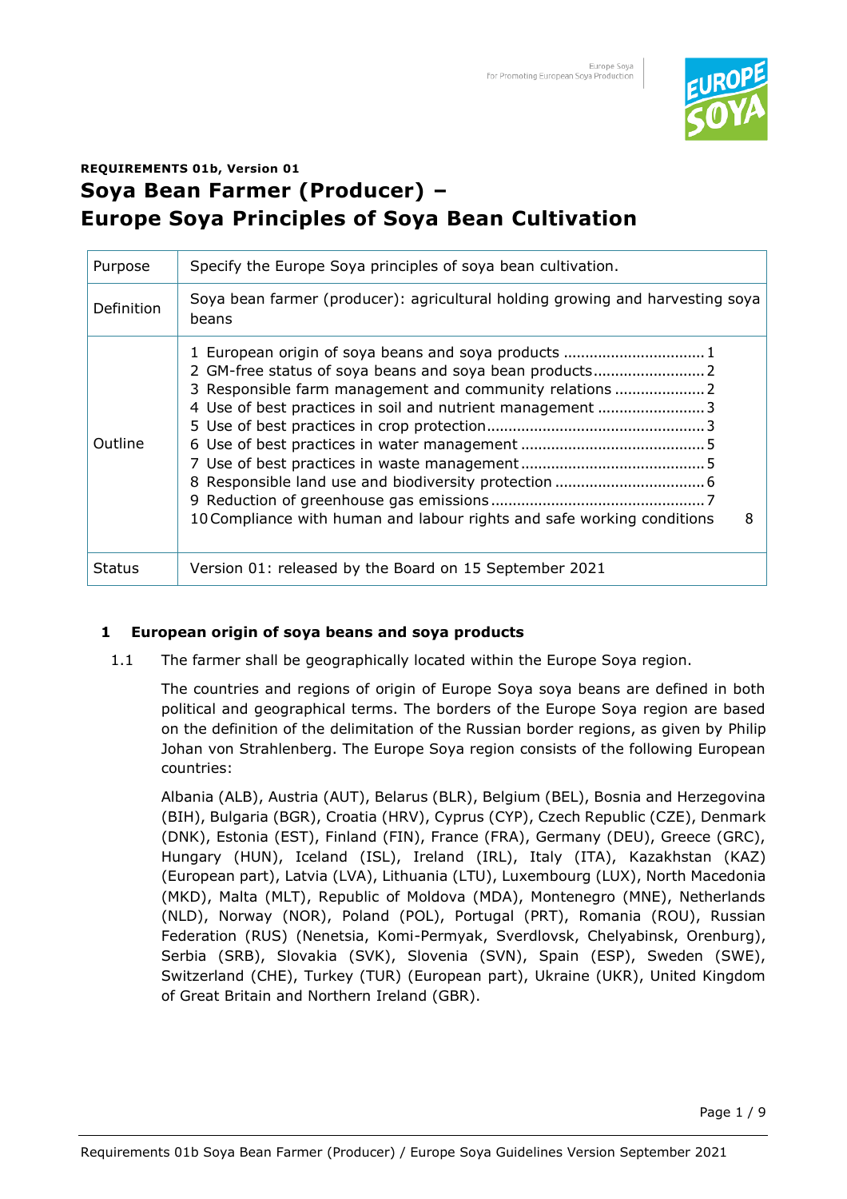**REQUIREMENTS 01b, Version 01**

# Soya Bean Farmer (Producer) – Europe Soya Principles of Soya Bean Cultivation

| | |
|---|---|
| Purpose | Specify the Europe Soya principles of soya bean cultivation. |
| Definition | Soya bean farmer (producer): agricultural holding growing and harvesting soya beans |
| Outline | 1 European origin of soya beans and soya products ................................ 1<br>2 GM-free status of soya beans and soya bean products.......................... 2<br>3 Responsible farm management and community relations ..................... 2<br>4 Use of best practices in soil and nutrient management ......................... 3<br>5 Use of best practices in crop protection.................................................. 3<br>6 Use of best practices in water management .......................................... 5<br>7 Use of best practices in waste management........................................... 5<br>8 Responsible land use and biodiversity protection .................................. 6<br>9 Reduction of greenhouse gas emissions ................................................. 7<br>10 Compliance with human and labour rights and safe working conditions 8 |
| Status | Version 01: released by the Board on 15 September 2021 |

## 1 European origin of soya beans and soya products

1.1 The farmer shall be geographically located within the Europe Soya region.

The countries and regions of origin of Europe Soya soya beans are defined in both political and geographical terms. The borders of the Europe Soya region are based on the definition of the delimitation of the Russian border regions, as given by Philip Johan von Strahlenberg. The Europe Soya region consists of the following European countries:

Albania (ALB), Austria (AUT), Belarus (BLR), Belgium (BEL), Bosnia and Herzegovina (BIH), Bulgaria (BGR), Croatia (HRV), Cyprus (CYP), Czech Republic (CZE), Denmark (DNK), Estonia (EST), Finland (FIN), France (FRA), Germany (DEU), Greece (GRC), Hungary (HUN), Iceland (ISL), Ireland (IRL), Italy (ITA), Kazakhstan (KAZ) (European part), Latvia (LVA), Lithuania (LTU), Luxembourg (LUX), North Macedonia (MKD), Malta (MLT), Republic of Moldova (MDA), Montenegro (MNE), Netherlands (NLD), Norway (NOR), Poland (POL), Portugal (PRT), Romania (ROU), Russian Federation (RUS) (Nenetsia, Komi-Permyak, Sverdlovsk, Chelyabinsk, Orenburg), Serbia (SRB), Slovakia (SVK), Slovenia (SVN), Spain (ESP), Sweden (SWE), Switzerland (CHE), Turkey (TUR) (European part), Ukraine (UKR), United Kingdom of Great Britain and Northern Ireland (GBR).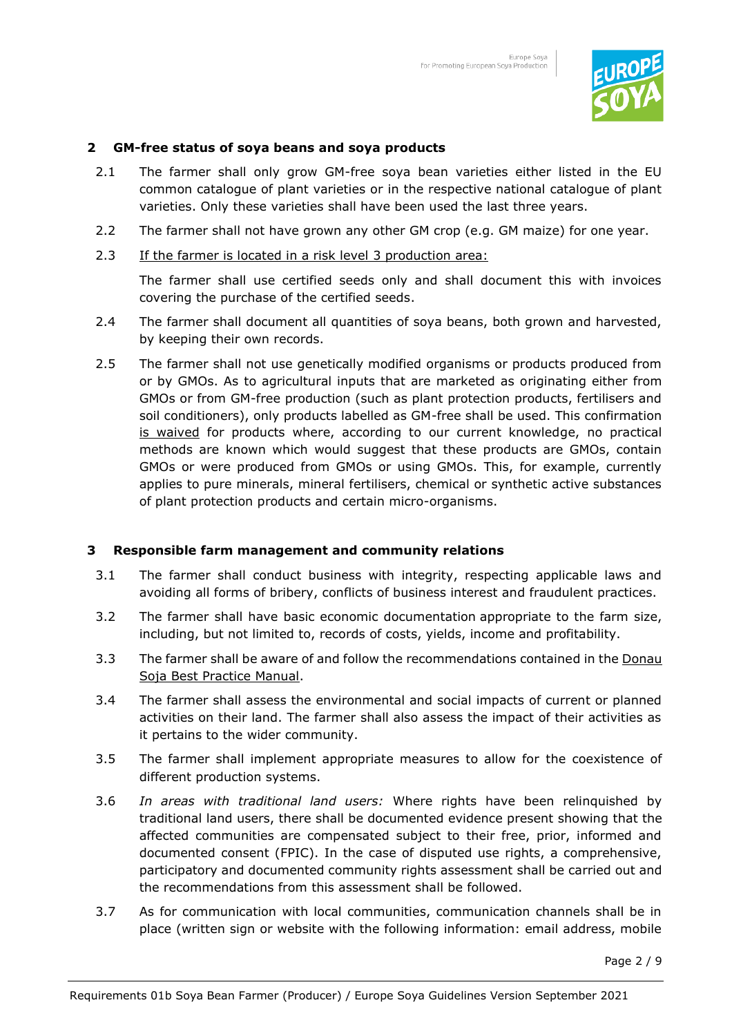## 2 GM-free status of soya beans and soya products

2.1 The farmer shall only grow GM-free soya bean varieties either listed in the EU common catalogue of plant varieties or in the respective national catalogue of plant varieties. Only these varieties shall have been used the last three years.

2.2 The farmer shall not have grown any other GM crop (e.g. GM maize) for one year.

2.3 If the farmer is located in a risk level 3 production area:

The farmer shall use certified seeds only and shall document this with invoices covering the purchase of the certified seeds.

2.4 The farmer shall document all quantities of soya beans, both grown and harvested, by keeping their own records.

2.5 The farmer shall not use genetically modified organisms or products produced from or by GMOs. As to agricultural inputs that are marketed as originating either from GMOs or from GM-free production (such as plant protection products, fertilisers and soil conditioners), only products labelled as GM-free shall be used. This confirmation is waived for products where, according to our current knowledge, no practical methods are known which would suggest that these products are GMOs, contain GMOs or were produced from GMOs or using GMOs. This, for example, currently applies to pure minerals, mineral fertilisers, chemical or synthetic active substances of plant protection products and certain micro-organisms.

## 3 Responsible farm management and community relations

3.1 The farmer shall conduct business with integrity, respecting applicable laws and avoiding all forms of bribery, conflicts of business interest and fraudulent practices.

3.2 The farmer shall have basic economic documentation appropriate to the farm size, including, but not limited to, records of costs, yields, income and profitability.

3.3 The farmer shall be aware of and follow the recommendations contained in the Donau Soja Best Practice Manual.

3.4 The farmer shall assess the environmental and social impacts of current or planned activities on their land. The farmer shall also assess the impact of their activities as it pertains to the wider community.

3.5 The farmer shall implement appropriate measures to allow for the coexistence of different production systems.

3.6 *In areas with traditional land users:* Where rights have been relinquished by traditional land users, there shall be documented evidence present showing that the affected communities are compensated subject to their free, prior, informed and documented consent (FPIC). In the case of disputed use rights, a comprehensive, participatory and documented community rights assessment shall be carried out and the recommendations from this assessment shall be followed.

3.7 As for communication with local communities, communication channels shall be in place (written sign or website with the following information: email address, mobile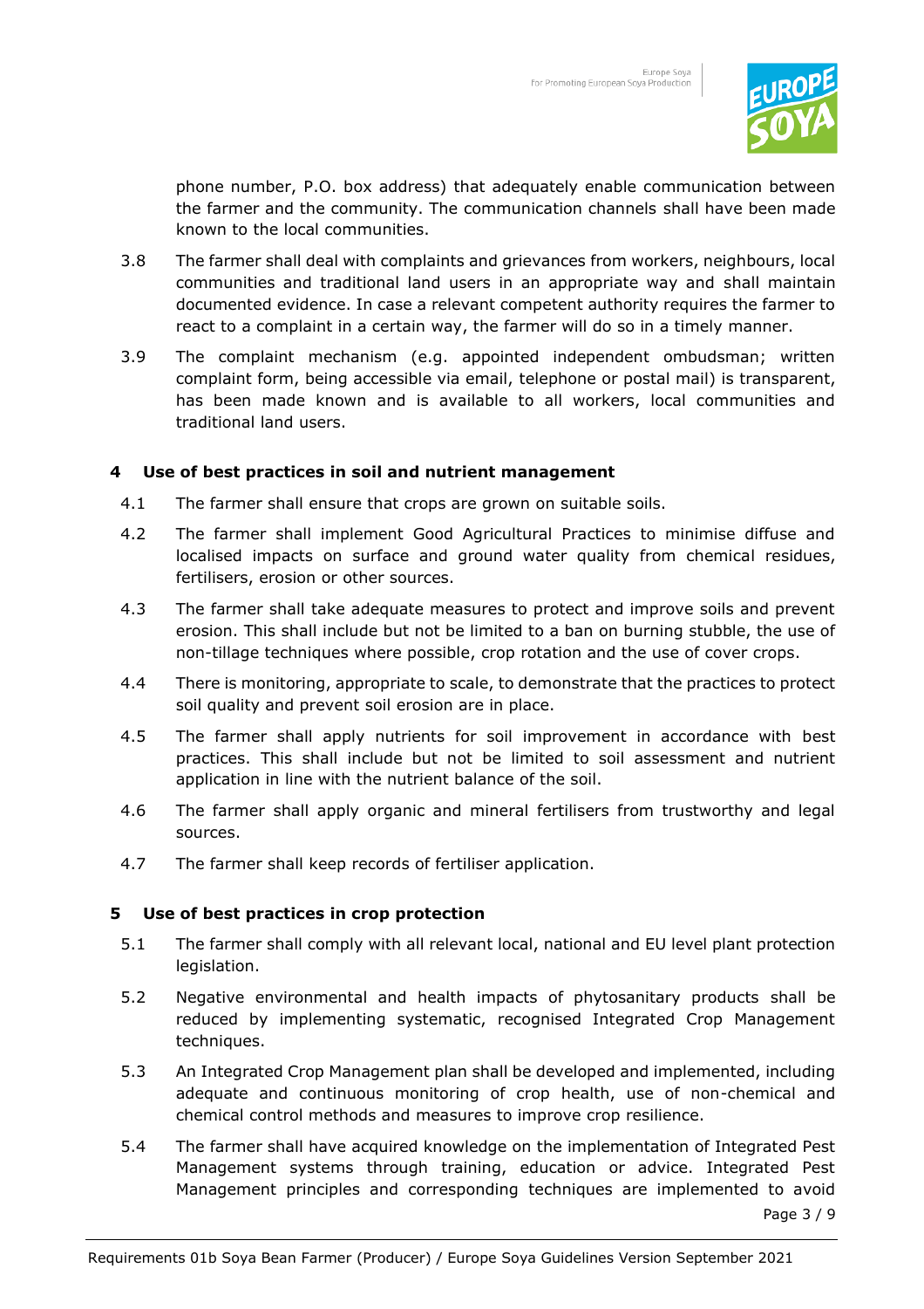phone number, P.O. box address) that adequately enable communication between the farmer and the community. The communication channels shall have been made known to the local communities.

3.8 The farmer shall deal with complaints and grievances from workers, neighbours, local communities and traditional land users in an appropriate way and shall maintain documented evidence. In case a relevant competent authority requires the farmer to react to a complaint in a certain way, the farmer will do so in a timely manner.

3.9 The complaint mechanism (e.g. appointed independent ombudsman; written complaint form, being accessible via email, telephone or postal mail) is transparent, has been made known and is available to all workers, local communities and traditional land users.

## 4 Use of best practices in soil and nutrient management

4.1 The farmer shall ensure that crops are grown on suitable soils.

4.2 The farmer shall implement Good Agricultural Practices to minimise diffuse and localised impacts on surface and ground water quality from chemical residues, fertilisers, erosion or other sources.

4.3 The farmer shall take adequate measures to protect and improve soils and prevent erosion. This shall include but not be limited to a ban on burning stubble, the use of non-tillage techniques where possible, crop rotation and the use of cover crops.

4.4 There is monitoring, appropriate to scale, to demonstrate that the practices to protect soil quality and prevent soil erosion are in place.

4.5 The farmer shall apply nutrients for soil improvement in accordance with best practices. This shall include but not be limited to soil assessment and nutrient application in line with the nutrient balance of the soil.

4.6 The farmer shall apply organic and mineral fertilisers from trustworthy and legal sources.

4.7 The farmer shall keep records of fertiliser application.

## 5 Use of best practices in crop protection

5.1 The farmer shall comply with all relevant local, national and EU level plant protection legislation.

5.2 Negative environmental and health impacts of phytosanitary products shall be reduced by implementing systematic, recognised Integrated Crop Management techniques.

5.3 An Integrated Crop Management plan shall be developed and implemented, including adequate and continuous monitoring of crop health, use of non-chemical and chemical control methods and measures to improve crop resilience.

5.4 The farmer shall have acquired knowledge on the implementation of Integrated Pest Management systems through training, education or advice. Integrated Pest Management principles and corresponding techniques are implemented to avoid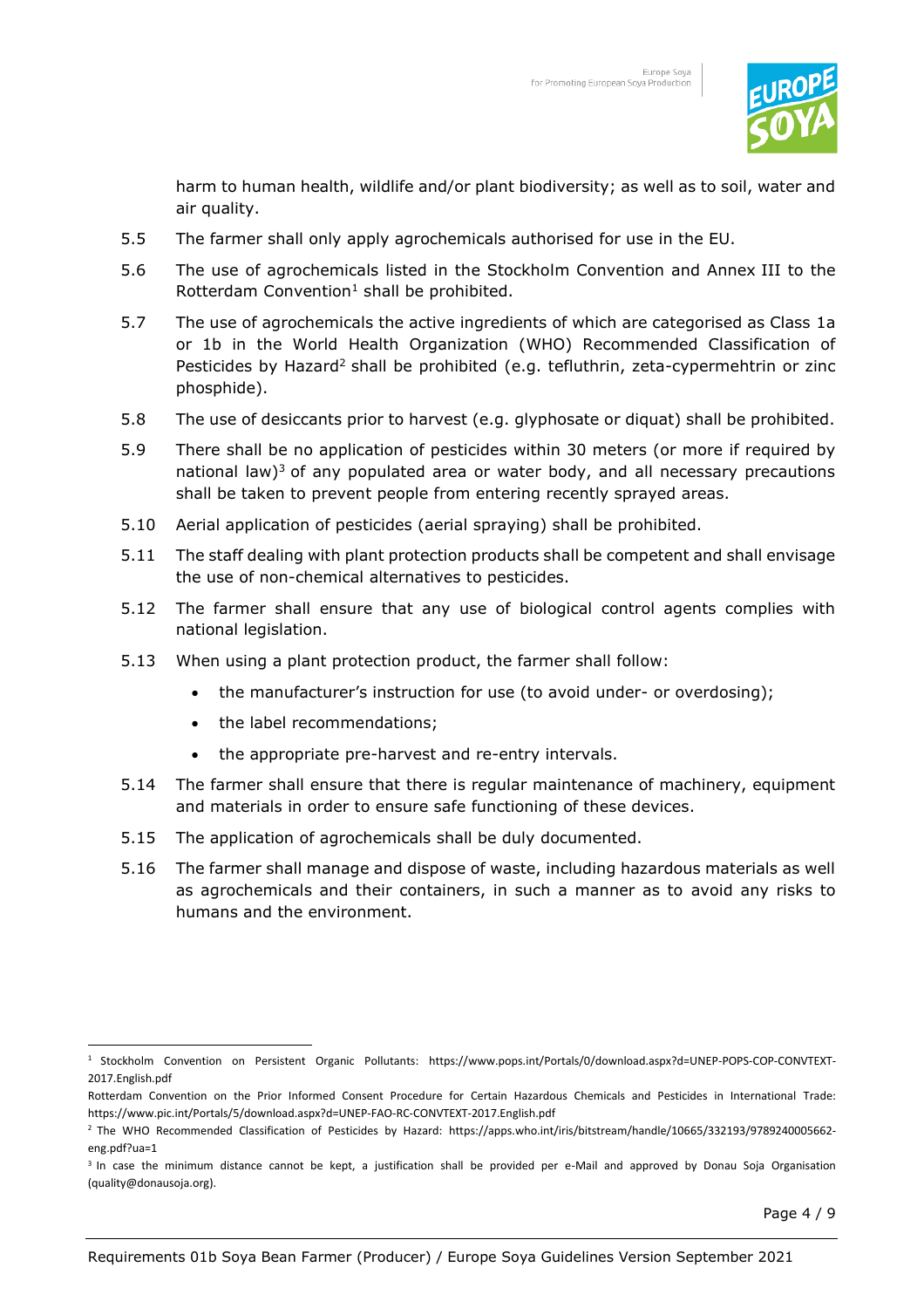harm to human health, wildlife and/or plant biodiversity; as well as to soil, water and air quality.

5.5 The farmer shall only apply agrochemicals authorised for use in the EU.

5.6 The use of agrochemicals listed in the Stockholm Convention and Annex III to the Rotterdam Convention[1] shall be prohibited.

5.7 The use of agrochemicals the active ingredients of which are categorised as Class 1a or 1b in the World Health Organization (WHO) Recommended Classification of Pesticides by Hazard[2] shall be prohibited (e.g. tefluthrin, zeta-cypermehtrin or zinc phosphide).

5.8 The use of desiccants prior to harvest (e.g. glyphosate or diquat) shall be prohibited.

5.9 There shall be no application of pesticides within 30 meters (or more if required by national law)[3] of any populated area or water body, and all necessary precautions shall be taken to prevent people from entering recently sprayed areas.

5.10 Aerial application of pesticides (aerial spraying) shall be prohibited.

5.11 The staff dealing with plant protection products shall be competent and shall envisage the use of non-chemical alternatives to pesticides.

5.12 The farmer shall ensure that any use of biological control agents complies with national legislation.

5.13 When using a plant protection product, the farmer shall follow:

- the manufacturer's instruction for use (to avoid under- or overdosing);
- the label recommendations;
- the appropriate pre-harvest and re-entry intervals.

5.14 The farmer shall ensure that there is regular maintenance of machinery, equipment and materials in order to ensure safe functioning of these devices.

5.15 The application of agrochemicals shall be duly documented.

5.16 The farmer shall manage and dispose of waste, including hazardous materials as well as agrochemicals and their containers, in such a manner as to avoid any risks to humans and the environment.

---

[1] Stockholm Convention on Persistent Organic Pollutants: https://www.pops.int/Portals/0/download.aspx?d=UNEP-POPS-COP-CONVTEXT-2017.English.pdf

Rotterdam Convention on the Prior Informed Consent Procedure for Certain Hazardous Chemicals and Pesticides in International Trade: https://www.pic.int/Portals/5/download.aspx?d=UNEP-FAO-RC-CONVTEXT-2017.English.pdf

[2] The WHO Recommended Classification of Pesticides by Hazard: https://apps.who.int/iris/bitstream/handle/10665/332193/9789240005662-eng.pdf?ua=1

[3] In case the minimum distance cannot be kept, a justification shall be provided per e-Mail and approved by Donau Soja Organisation (quality@donausoja.org).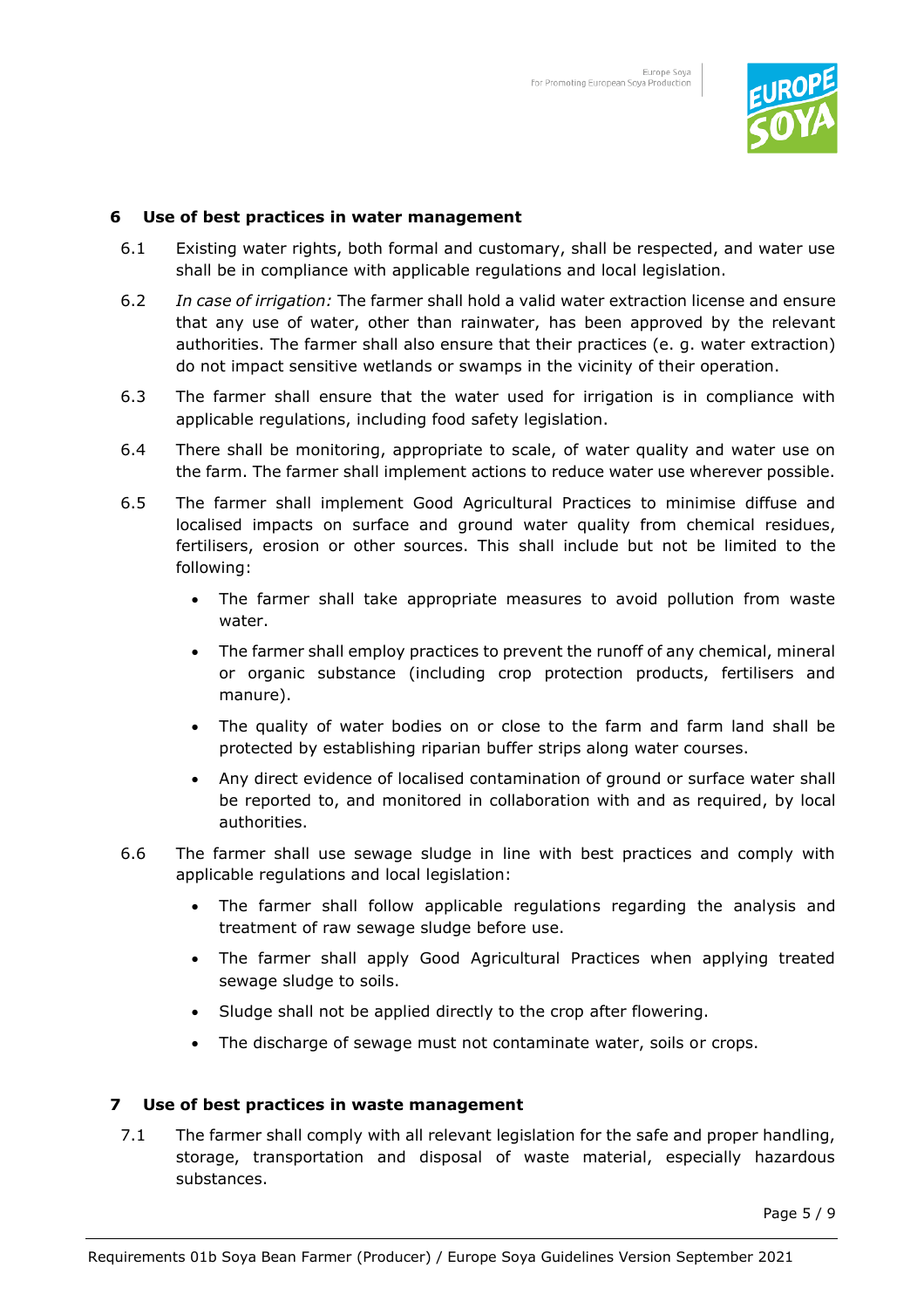## 6 Use of best practices in water management

6.1 Existing water rights, both formal and customary, shall be respected, and water use shall be in compliance with applicable regulations and local legislation.

6.2 *In case of irrigation:* The farmer shall hold a valid water extraction license and ensure that any use of water, other than rainwater, has been approved by the relevant authorities. The farmer shall also ensure that their practices (e. g. water extraction) do not impact sensitive wetlands or swamps in the vicinity of their operation.

6.3 The farmer shall ensure that the water used for irrigation is in compliance with applicable regulations, including food safety legislation.

6.4 There shall be monitoring, appropriate to scale, of water quality and water use on the farm. The farmer shall implement actions to reduce water use wherever possible.

6.5 The farmer shall implement Good Agricultural Practices to minimise diffuse and localised impacts on surface and ground water quality from chemical residues, fertilisers, erosion or other sources. This shall include but not be limited to the following:

- The farmer shall take appropriate measures to avoid pollution from waste water.
- The farmer shall employ practices to prevent the runoff of any chemical, mineral or organic substance (including crop protection products, fertilisers and manure).
- The quality of water bodies on or close to the farm and farm land shall be protected by establishing riparian buffer strips along water courses.
- Any direct evidence of localised contamination of ground or surface water shall be reported to, and monitored in collaboration with and as required, by local authorities.

6.6 The farmer shall use sewage sludge in line with best practices and comply with applicable regulations and local legislation:

- The farmer shall follow applicable regulations regarding the analysis and treatment of raw sewage sludge before use.
- The farmer shall apply Good Agricultural Practices when applying treated sewage sludge to soils.
- Sludge shall not be applied directly to the crop after flowering.
- The discharge of sewage must not contaminate water, soils or crops.

## 7 Use of best practices in waste management

7.1 The farmer shall comply with all relevant legislation for the safe and proper handling, storage, transportation and disposal of waste material, especially hazardous substances.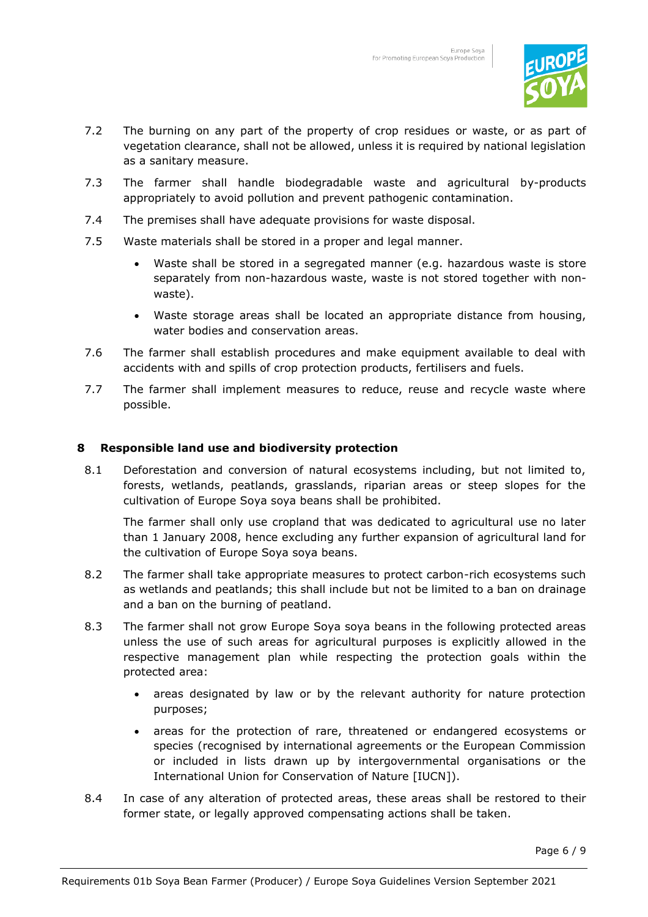7.2 The burning on any part of the property of crop residues or waste, or as part of vegetation clearance, shall not be allowed, unless it is required by national legislation as a sanitary measure.

7.3 The farmer shall handle biodegradable waste and agricultural by-products appropriately to avoid pollution and prevent pathogenic contamination.

7.4 The premises shall have adequate provisions for waste disposal.

7.5 Waste materials shall be stored in a proper and legal manner.

- Waste shall be stored in a segregated manner (e.g. hazardous waste is store separately from non-hazardous waste, waste is not stored together with non-waste).
- Waste storage areas shall be located an appropriate distance from housing, water bodies and conservation areas.

7.6 The farmer shall establish procedures and make equipment available to deal with accidents with and spills of crop protection products, fertilisers and fuels.

7.7 The farmer shall implement measures to reduce, reuse and recycle waste where possible.

## 8 Responsible land use and biodiversity protection

8.1 Deforestation and conversion of natural ecosystems including, but not limited to, forests, wetlands, peatlands, grasslands, riparian areas or steep slopes for the cultivation of Europe Soya soya beans shall be prohibited.

The farmer shall only use cropland that was dedicated to agricultural use no later than 1 January 2008, hence excluding any further expansion of agricultural land for the cultivation of Europe Soya soya beans.

8.2 The farmer shall take appropriate measures to protect carbon-rich ecosystems such as wetlands and peatlands; this shall include but not be limited to a ban on drainage and a ban on the burning of peatland.

8.3 The farmer shall not grow Europe Soya soya beans in the following protected areas unless the use of such areas for agricultural purposes is explicitly allowed in the respective management plan while respecting the protection goals within the protected area:

- areas designated by law or by the relevant authority for nature protection purposes;
- areas for the protection of rare, threatened or endangered ecosystems or species (recognised by international agreements or the European Commission or included in lists drawn up by intergovernmental organisations or the International Union for Conservation of Nature [IUCN]).

8.4 In case of any alteration of protected areas, these areas shall be restored to their former state, or legally approved compensating actions shall be taken.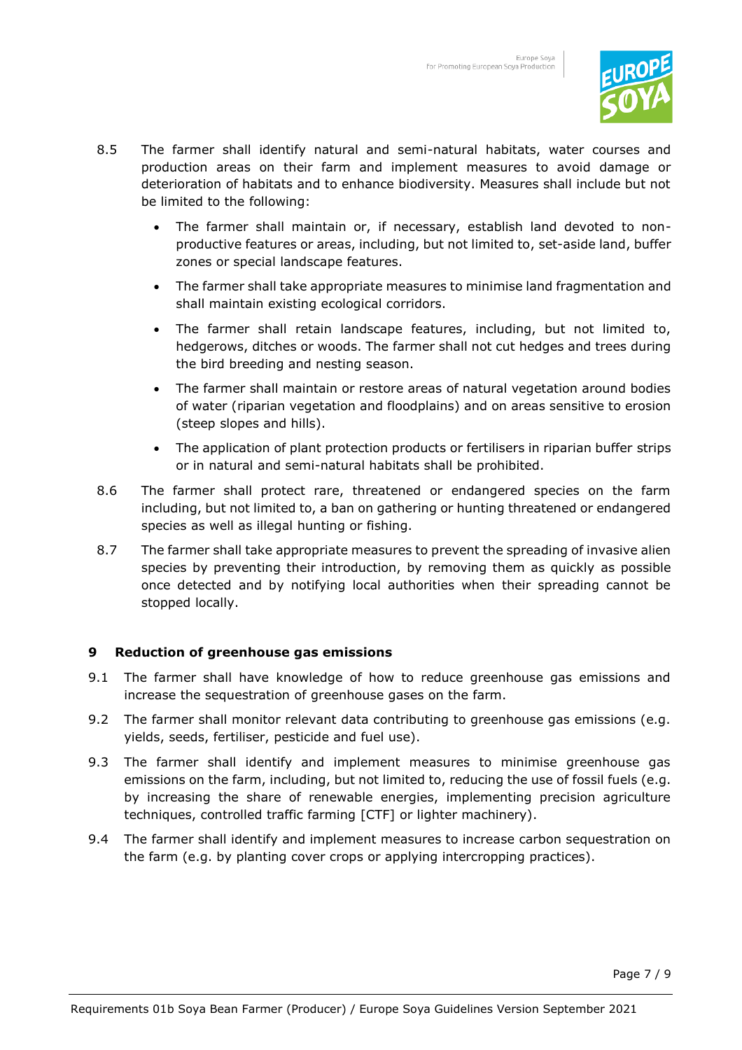8.5 The farmer shall identify natural and semi-natural habitats, water courses and production areas on their farm and implement measures to avoid damage or deterioration of habitats and to enhance biodiversity. Measures shall include but not be limited to the following:

- The farmer shall maintain or, if necessary, establish land devoted to non-productive features or areas, including, but not limited to, set-aside land, buffer zones or special landscape features.
- The farmer shall take appropriate measures to minimise land fragmentation and shall maintain existing ecological corridors.
- The farmer shall retain landscape features, including, but not limited to, hedgerows, ditches or woods. The farmer shall not cut hedges and trees during the bird breeding and nesting season.
- The farmer shall maintain or restore areas of natural vegetation around bodies of water (riparian vegetation and floodplains) and on areas sensitive to erosion (steep slopes and hills).
- The application of plant protection products or fertilisers in riparian buffer strips or in natural and semi-natural habitats shall be prohibited.

8.6 The farmer shall protect rare, threatened or endangered species on the farm including, but not limited to, a ban on gathering or hunting threatened or endangered species as well as illegal hunting or fishing.

8.7 The farmer shall take appropriate measures to prevent the spreading of invasive alien species by preventing their introduction, by removing them as quickly as possible once detected and by notifying local authorities when their spreading cannot be stopped locally.

## 9 Reduction of greenhouse gas emissions

9.1 The farmer shall have knowledge of how to reduce greenhouse gas emissions and increase the sequestration of greenhouse gases on the farm.

9.2 The farmer shall monitor relevant data contributing to greenhouse gas emissions (e.g. yields, seeds, fertiliser, pesticide and fuel use).

9.3 The farmer shall identify and implement measures to minimise greenhouse gas emissions on the farm, including, but not limited to, reducing the use of fossil fuels (e.g. by increasing the share of renewable energies, implementing precision agriculture techniques, controlled traffic farming [CTF] or lighter machinery).

9.4 The farmer shall identify and implement measures to increase carbon sequestration on the farm (e.g. by planting cover crops or applying intercropping practices).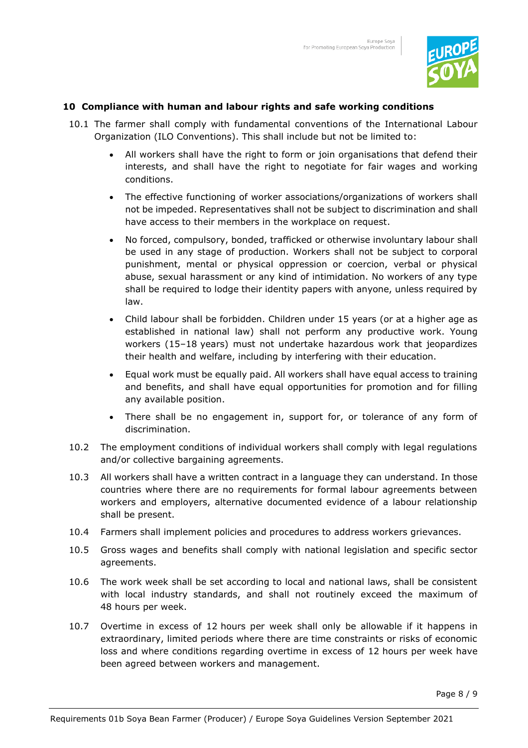## 10 Compliance with human and labour rights and safe working conditions

10.1 The farmer shall comply with fundamental conventions of the International Labour Organization (ILO Conventions). This shall include but not be limited to:

- All workers shall have the right to form or join organisations that defend their interests, and shall have the right to negotiate for fair wages and working conditions.
- The effective functioning of worker associations/organizations of workers shall not be impeded. Representatives shall not be subject to discrimination and shall have access to their members in the workplace on request.
- No forced, compulsory, bonded, trafficked or otherwise involuntary labour shall be used in any stage of production. Workers shall not be subject to corporal punishment, mental or physical oppression or coercion, verbal or physical abuse, sexual harassment or any kind of intimidation. No workers of any type shall be required to lodge their identity papers with anyone, unless required by law.
- Child labour shall be forbidden. Children under 15 years (or at a higher age as established in national law) shall not perform any productive work. Young workers (15–18 years) must not undertake hazardous work that jeopardizes their health and welfare, including by interfering with their education.
- Equal work must be equally paid. All workers shall have equal access to training and benefits, and shall have equal opportunities for promotion and for filling any available position.
- There shall be no engagement in, support for, or tolerance of any form of discrimination.

10.2 The employment conditions of individual workers shall comply with legal regulations and/or collective bargaining agreements.

10.3 All workers shall have a written contract in a language they can understand. In those countries where there are no requirements for formal labour agreements between workers and employers, alternative documented evidence of a labour relationship shall be present.

10.4 Farmers shall implement policies and procedures to address workers grievances.

10.5 Gross wages and benefits shall comply with national legislation and specific sector agreements.

10.6 The work week shall be set according to local and national laws, shall be consistent with local industry standards, and shall not routinely exceed the maximum of 48 hours per week.

10.7 Overtime in excess of 12 hours per week shall only be allowable if it happens in extraordinary, limited periods where there are time constraints or risks of economic loss and where conditions regarding overtime in excess of 12 hours per week have been agreed between workers and management.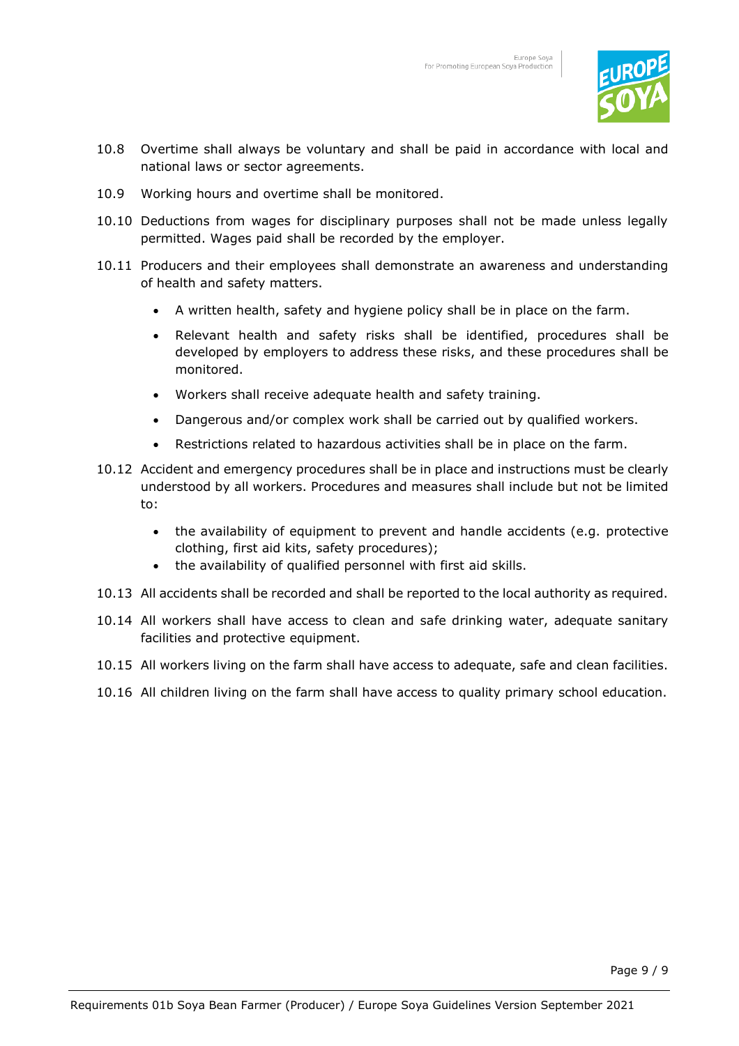10.8 Overtime shall always be voluntary and shall be paid in accordance with local and national laws or sector agreements.

10.9 Working hours and overtime shall be monitored.

10.10 Deductions from wages for disciplinary purposes shall not be made unless legally permitted. Wages paid shall be recorded by the employer.

10.11 Producers and their employees shall demonstrate an awareness and understanding of health and safety matters.

- A written health, safety and hygiene policy shall be in place on the farm.
- Relevant health and safety risks shall be identified, procedures shall be developed by employers to address these risks, and these procedures shall be monitored.
- Workers shall receive adequate health and safety training.
- Dangerous and/or complex work shall be carried out by qualified workers.
- Restrictions related to hazardous activities shall be in place on the farm.

10.12 Accident and emergency procedures shall be in place and instructions must be clearly understood by all workers. Procedures and measures shall include but not be limited to:

- the availability of equipment to prevent and handle accidents (e.g. protective clothing, first aid kits, safety procedures);
- the availability of qualified personnel with first aid skills.

10.13 All accidents shall be recorded and shall be reported to the local authority as required.

10.14 All workers shall have access to clean and safe drinking water, adequate sanitary facilities and protective equipment.

10.15 All workers living on the farm shall have access to adequate, safe and clean facilities.

10.16 All children living on the farm shall have access to quality primary school education.